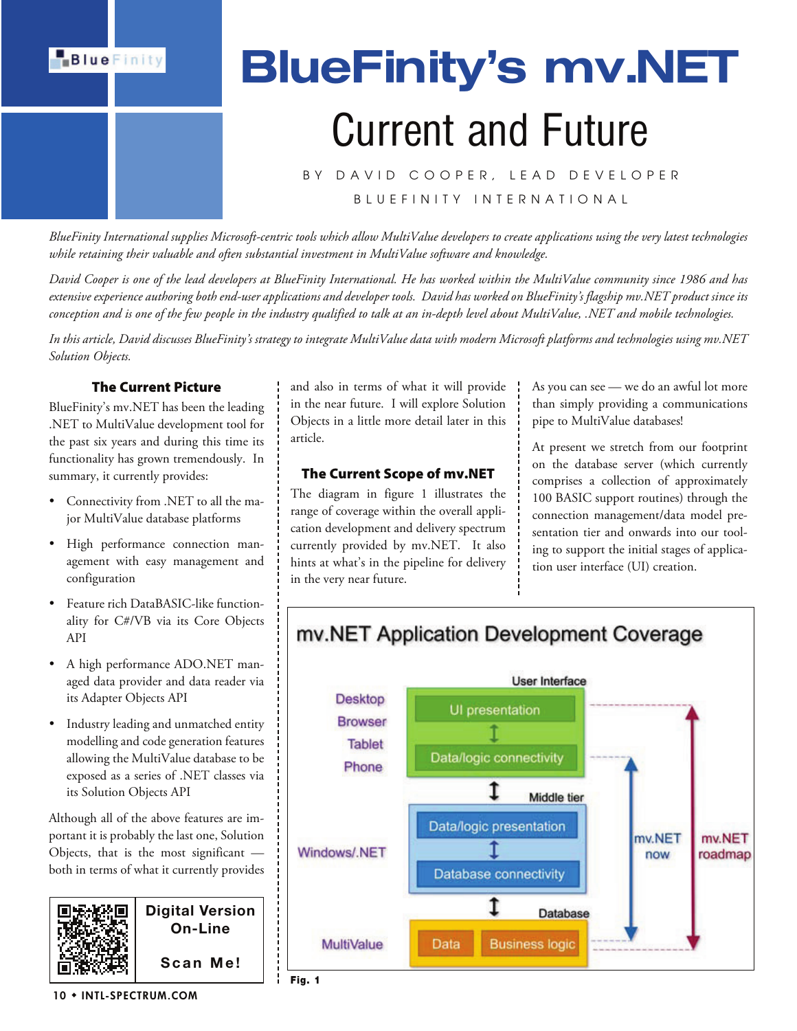# BlueFinity's mv.NET

## Current and Future

BY DAVID COOPER, LEAD DEVELOPER
BLUEFINITY INTERNATIONAL

*BlueFinity International supplies Microsoft-centric tools which allow MultiValue developers to create applications using the very latest technologies while retaining their valuable and often substantial investment in MultiValue software and knowledge.*

*David Cooper is one of the lead developers at BlueFinity International. He has worked within the MultiValue community since 1986 and has extensive experience authoring both end-user applications and developer tools. David has worked on BlueFinity's flagship mv.NET product since its conception and is one of the few people in the industry qualified to talk at an in-depth level about MultiValue, .NET and mobile technologies.*

*In this article, David discusses BlueFinity's strategy to integrate MultiValue data with modern Microsoft platforms and technologies using mv.NET Solution Objects.*

### The Current Picture

BlueFinity's mv.NET has been the leading .NET to MultiValue development tool for the past six years and during this time its functionality has grown tremendously. In summary, it currently provides:

- Connectivity from .NET to all the major MultiValue database platforms
- High performance connection management with easy management and configuration
- Feature rich DataBASIC-like functionality for C#/VB via its Core Objects API
- A high performance ADO.NET managed data provider and data reader via its Adapter Objects API
- Industry leading and unmatched entity modelling and code generation features allowing the MultiValue database to be exposed as a series of .NET classes via its Solution Objects API

Although all of the above features are important it is probably the last one, Solution Objects, that is the most significant — both in terms of what it currently provides and also in terms of what it will provide in the near future. I will explore Solution Objects in a little more detail later in this article.

### The Current Scope of mv.NET

The diagram in figure 1 illustrates the range of coverage within the overall application development and delivery spectrum currently provided by mv.NET. It also hints at what's in the pipeline for delivery in the very near future.

As you can see — we do an awful lot more than simply providing a communications pipe to MultiValue databases!

At present we stretch from our footprint on the database server (which currently comprises a collection of approximately 100 BASIC support routines) through the connection management/data model presentation tier and onwards into our tooling to support the initial stages of application user interface (UI) creation.

Digital Version On-Line

Scan Me!

**mv.NET Application Development Coverage**

| Platforms | Tier | Components |
|---|---|---|
| Desktop, Browser, Tablet, Phone | User Interface | UI presentation ↕ Data/logic connectivity |
| Windows/.NET | Middle tier | Data/logic presentation ↕ Database connectivity |
| MultiValue | Database | Data, Business logic |

mv.NET now: Database through Data/logic connectivity. mv.NET roadmap: Database through UI presentation.

**Fig. 1**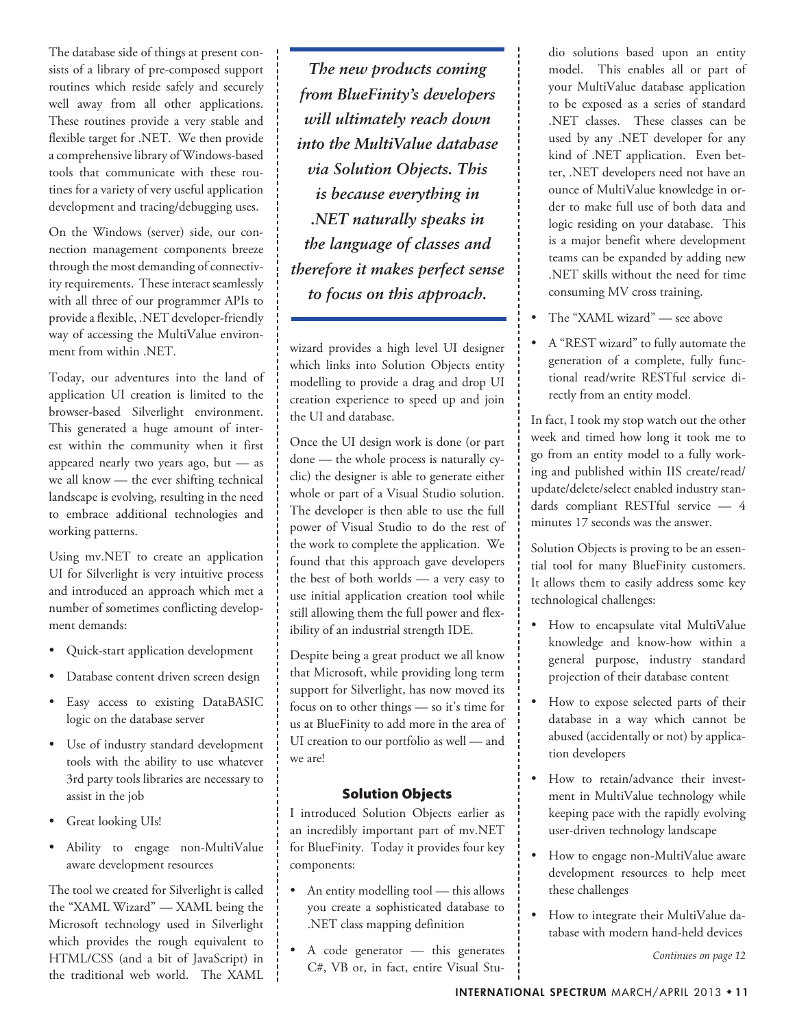The database side of things at present consists of a library of pre-composed support routines which reside safely and securely well away from all other applications. These routines provide a very stable and flexible target for .NET. We then provide a comprehensive library of Windows-based tools that communicate with these routines for a variety of very useful application development and tracing/debugging uses.

On the Windows (server) side, our connection management components breeze through the most demanding of connectivity requirements. These interact seamlessly with all three of our programmer APIs to provide a flexible, .NET developer-friendly way of accessing the MultiValue environment from within .NET.

Today, our adventures into the land of application UI creation is limited to the browser-based Silverlight environment. This generated a huge amount of interest within the community when it first appeared nearly two years ago, but — as we all know — the ever shifting technical landscape is evolving, resulting in the need to embrace additional technologies and working patterns.

Using mv.NET to create an application UI for Silverlight is very intuitive process and introduced an approach which met a number of sometimes conflicting development demands:

- Quick-start application development
- Database content driven screen design
- Easy access to existing DataBASIC logic on the database server
- Use of industry standard development tools with the ability to use whatever 3rd party tools libraries are necessary to assist in the job
- Great looking UIs!
- Ability to engage non-MultiValue aware development resources

The tool we created for Silverlight is called the "XAML Wizard" — XAML being the Microsoft technology used in Silverlight which provides the rough equivalent to HTML/CSS (and a bit of JavaScript) in the traditional web world. The XAML wizard provides a high level UI designer which links into Solution Objects entity modelling to provide a drag and drop UI creation experience to speed up and join the UI and database.

> ***The new products coming from BlueFinity's developers will ultimately reach down into the MultiValue database via Solution Objects. This is because everything in .NET naturally speaks in the language of classes and therefore it makes perfect sense to focus on this approach.***

Once the UI design work is done (or part done — the whole process is naturally cyclic) the designer is able to generate either whole or part of a Visual Studio solution. The developer is then able to use the full power of Visual Studio to do the rest of the work to complete the application. We found that this approach gave developers the best of both worlds — a very easy to use initial application creation tool while still allowing them the full power and flexibility of an industrial strength IDE.

Despite being a great product we all know that Microsoft, while providing long term support for Silverlight, has now moved its focus on to other things — so it's time for us at BlueFinity to add more in the area of UI creation to our portfolio as well — and we are!

### Solution Objects

I introduced Solution Objects earlier as an incredibly important part of mv.NET for BlueFinity. Today it provides four key components:

- An entity modelling tool — this allows you create a sophisticated database to .NET class mapping definition
- A code generator — this generates C#, VB or, in fact, entire Visual Studio solutions based upon an entity model. This enables all or part of your MultiValue database application to be exposed as a series of standard .NET classes. These classes can be used by any .NET developer for any kind of .NET application. Even better, .NET developers need not have an ounce of MultiValue knowledge in order to make full use of both data and logic residing on your database. This is a major benefit where development teams can be expanded by adding new .NET skills without the need for time consuming MV cross training.
- The "XAML wizard" — see above
- A "REST wizard" to fully automate the generation of a complete, fully functional read/write RESTful service directly from an entity model.

In fact, I took my stop watch out the other week and timed how long it took me to go from an entity model to a fully working and published within IIS create/read/update/delete/select enabled industry standards compliant RESTful service — 4 minutes 17 seconds was the answer.

Solution Objects is proving to be an essential tool for many BlueFinity customers. It allows them to easily address some key technological challenges:

- How to encapsulate vital MultiValue knowledge and know-how within a general purpose, industry standard projection of their database content
- How to expose selected parts of their database in a way which cannot be abused (accidentally or not) by application developers
- How to retain/advance their investment in MultiValue technology while keeping pace with the rapidly evolving user-driven technology landscape
- How to engage non-MultiValue aware development resources to help meet these challenges
- How to integrate their MultiValue database with modern hand-held devices

*Continues on page 12*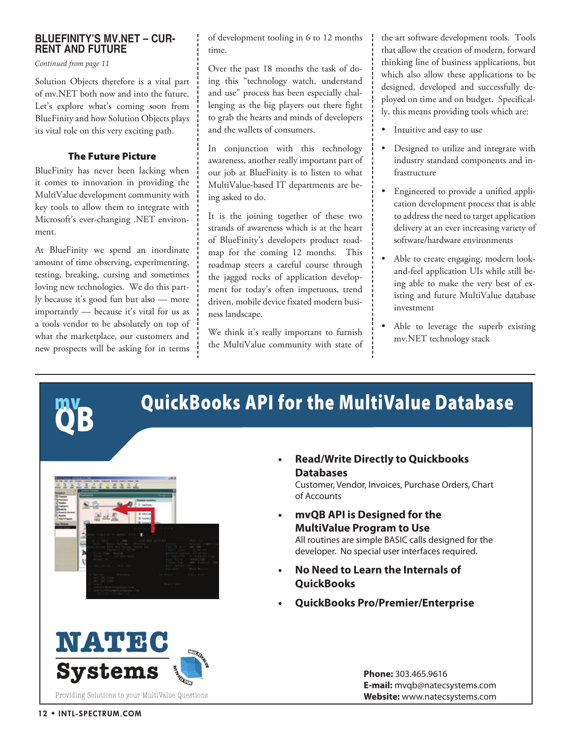## BLUEFINITY'S MV.NET – CURRENT AND FUTURE

*Continued from page 11*

Solution Objects therefore is a vital part of mv.NET both now and into the future. Let's explore what's coming soon from BlueFinity and how Solution Objects plays its vital role on this very exciting path.

### The Future Picture

BlueFinity has never been lacking when it comes to innovation in providing the MultiValue development community with key tools to allow them to integrate with Microsoft's ever-changing .NET environment.

At BlueFinity we spend an inordinate amount of time observing, experimenting, testing, breaking, cursing and sometimes loving new technologies. We do this partly because it's good fun but also — more importantly — because it's vital for us as a tools vendor to be absolutely on top of what the marketplace, our customers and new prospects will be asking for in terms of development tooling in 6 to 12 months time.

Over the past 18 months the task of doing this "technology watch, understand and use" process has been especially challenging as the big players out there fight to grab the hearts and minds of developers and the wallets of consumers.

In conjunction with this technology awareness, another really important part of our job at BlueFinity is to listen to what MultiValue-based IT departments are being asked to do.

It is the joining together of these two strands of awareness which is at the heart of BlueFinity's developers product roadmap for the coming 12 months. This roadmap steers a careful course through the jagged rocks of application development for today's often impetuous, trend driven, mobile device fixated modern business landscape.

We think it's really important to furnish the MultiValue community with state of the art software development tools. Tools that allow the creation of modern, forward thinking line of business applications, but which also allow these applications to be designed, developed and successfully deployed on time and on budget. Specifically, this means providing tools which are:

- Intuitive and easy to use
- Designed to utilize and integrate with industry standard components and infrastructure
- Engineered to provide a unified application development process that is able to address the need to target application delivery at an ever increasing variety of software/hardware environments
- Able to create engaging, modern look-and-feel application UIs while still being able to make the very best of existing and future MultiValue database investment
- Able to leverage the superb existing mv.NET technology stack

---

**mvQB**

## QuickBooks API for the MultiValue Database

- **Read/Write Directly to Quickbooks Databases**
  Customer, Vendor, Invoices, Purchase Orders, Chart of Accounts
- **mvQB API is Designed for the MultiValue Program to Use**
  All routines are simple BASIC calls designed for the developer. No special user interfaces required.
- **No Need to Learn the Internals of QuickBooks**
- **QuickBooks Pro/Premier/Enterprise**

**NATEC Systems**

Providing Solutions to your MultiValue Questions

**Phone:** 303.465.9616
**E-mail:** mvqb@natecsystems.com
**Website:** www.natecsystems.com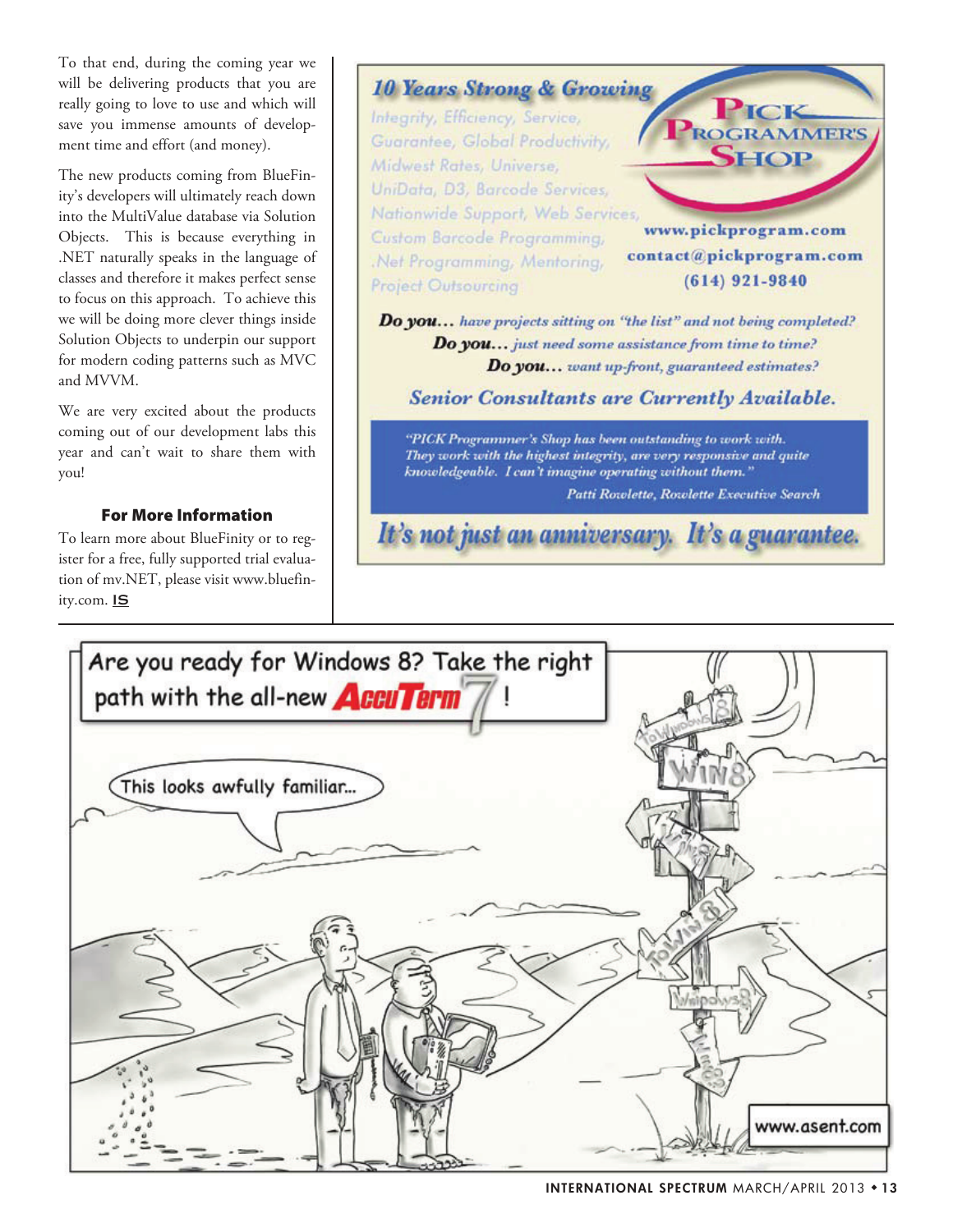To that end, during the coming year we will be delivering products that you are really going to love to use and which will save you immense amounts of development time and effort (and money).

The new products coming from BlueFinity's developers will ultimately reach down into the MultiValue database via Solution Objects. This is because everything in .NET naturally speaks in the language of classes and therefore it makes perfect sense to focus on this approach. To achieve this we will be doing more clever things inside Solution Objects to underpin our support for modern coding patterns such as MVC and MVVM.

We are very excited about the products coming out of our development labs this year and can't wait to share them with you!

### For More Information

To learn more about BlueFinity or to register for a free, fully supported trial evaluation of mv.NET, please visit www.bluefinity.com. **IS**

*10 Years Strong & Growing*

Integrity, Efficiency, Service, Guarantee, Global Productivity, Midwest Rates, Universe, UniData, D3, Barcode Services, Nationwide Support, Web Services, Custom Barcode Programming, .Net Programming, Mentoring, Project Outsourcing

PICK PROGRAMMER'S SHOP

www.pickprogram.com
contact@pickprogram.com
(614) 921-9840

***Do you…*** *have projects sitting on "the list" and not being completed?*
***Do you…*** *just need some assistance from time to time?*
***Do you…*** *want up-front, guaranteed estimates?*

***Senior Consultants are Currently Available.***

*"PICK Programmer's Shop has been outstanding to work with. They work with the highest integrity, are very responsive and quite knowledgeable. I can't imagine operating without them."*

*Patti Rowlette, Rowlette Executive Search*

***It's not just an anniversary. It's a guarantee.***

Are you ready for Windows 8? Take the right path with the all-new AccuTerm 7!

This looks awfully familiar...

www.asent.com